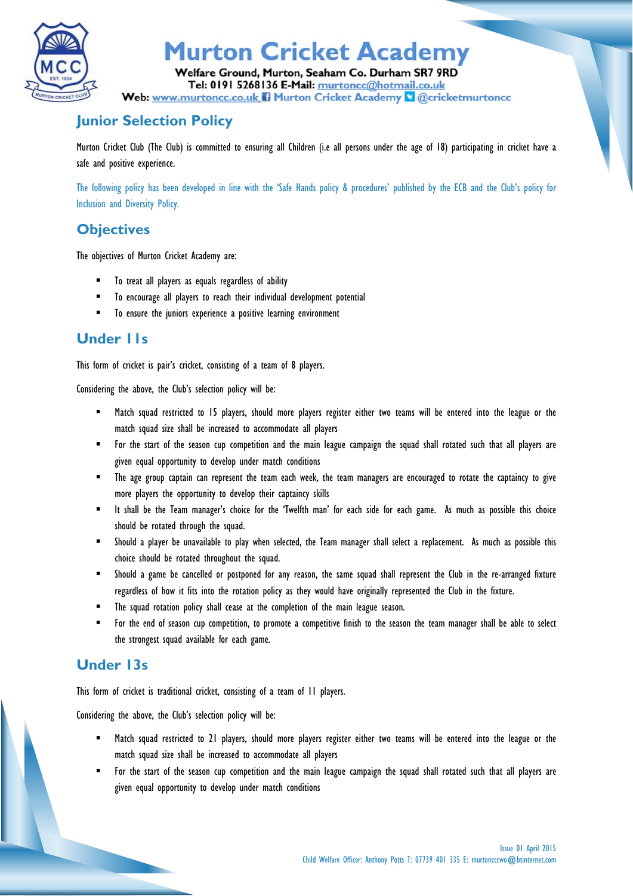# Murton Cricket Academy

**Welfare Ground, Murton, Seaham Co. Durham SR7 9RD**
**Tel: 0191 5268136 E-Mail:** murtoncc@hotmail.co.uk
**Web:** www.murtoncc.co.uk Murton Cricket Academy @cricketmurtoncc

## Junior Selection Policy

Murton Cricket Club (The Club) is committed to ensuring all Children (i.e all persons under the age of 18) participating in cricket have a safe and positive experience.

The following policy has been developed in line with the 'Safe Hands policy & procedures' published by the ECB and the Club's policy for Inclusion and Diversity Policy.

## Objectives

The objectives of Murton Cricket Academy are:

- To treat all players as equals regardless of ability
- To encourage all players to reach their individual development potential
- To ensure the juniors experience a positive learning environment

## Under 11s

This form of cricket is pair's cricket, consisting of a team of 8 players.

Considering the above, the Club's selection policy will be:

- Match squad restricted to 15 players, should more players register either two teams will be entered into the league or the match squad size shall be increased to accommodate all players
- For the start of the season cup competition and the main league campaign the squad shall rotated such that all players are given equal opportunity to develop under match conditions
- The age group captain can represent the team each week, the team managers are encouraged to rotate the captaincy to give more players the opportunity to develop their captaincy skills
- It shall be the Team manager's choice for the 'Twelfth man' for each side for each game. As much as possible this choice should be rotated through the squad.
- Should a player be unavailable to play when selected, the Team manager shall select a replacement. As much as possible this choice should be rotated throughout the squad.
- Should a game be cancelled or postponed for any reason, the same squad shall represent the Club in the re-arranged fixture regardless of how it fits into the rotation policy as they would have originally represented the Club in the fixture.
- The squad rotation policy shall cease at the completion of the main league season.
- For the end of season cup competition, to promote a competitive finish to the season the team manager shall be able to select the strongest squad available for each game.

## Under 13s

This form of cricket is traditional cricket, consisting of a team of 11 players.

Considering the above, the Club's selection policy will be:

- Match squad restricted to 21 players, should more players register either two teams will be entered into the league or the match squad size shall be increased to accommodate all players
- For the start of the season cup competition and the main league campaign the squad shall rotated such that all players are given equal opportunity to develop under match conditions

Issue 01 April 2015
Child Welfare Officer: Anthony Potts T: 07739 401 335 E: murtoncccwo@btinternet.com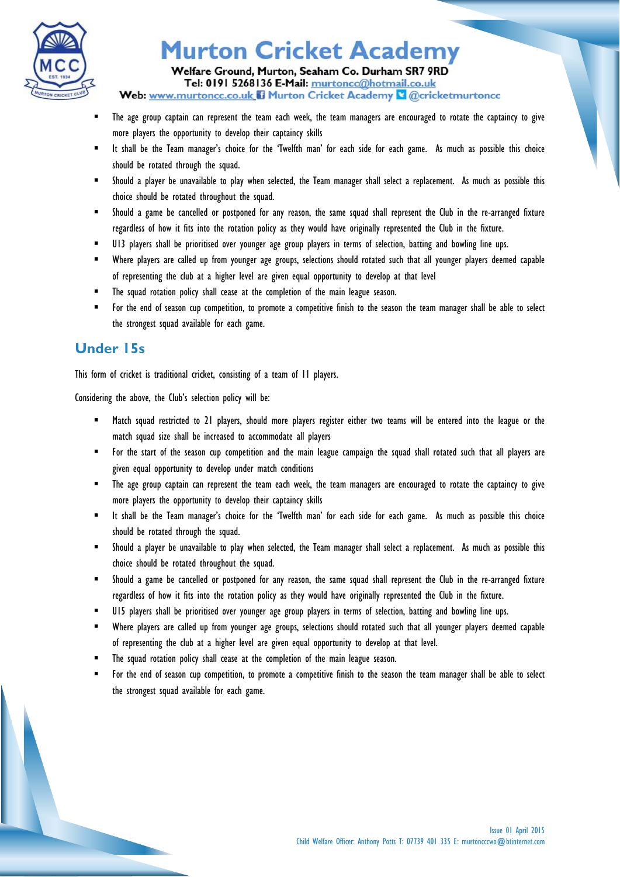- The age group captain can represent the team each week, the team managers are encouraged to rotate the captaincy to give more players the opportunity to develop their captaincy skills
- It shall be the Team manager's choice for the 'Twelfth man' for each side for each game. As much as possible this choice should be rotated through the squad.
- Should a player be unavailable to play when selected, the Team manager shall select a replacement. As much as possible this choice should be rotated throughout the squad.
- Should a game be cancelled or postponed for any reason, the same squad shall represent the Club in the re-arranged fixture regardless of how it fits into the rotation policy as they would have originally represented the Club in the fixture.
- U13 players shall be prioritised over younger age group players in terms of selection, batting and bowling line ups.
- Where players are called up from younger age groups, selections should rotated such that all younger players deemed capable of representing the club at a higher level are given equal opportunity to develop at that level
- The squad rotation policy shall cease at the completion of the main league season.
- For the end of season cup competition, to promote a competitive finish to the season the team manager shall be able to select the strongest squad available for each game.

## Under 15s

This form of cricket is traditional cricket, consisting of a team of 11 players.

Considering the above, the Club's selection policy will be:

- Match squad restricted to 21 players, should more players register either two teams will be entered into the league or the match squad size shall be increased to accommodate all players
- For the start of the season cup competition and the main league campaign the squad shall rotated such that all players are given equal opportunity to develop under match conditions
- The age group captain can represent the team each week, the team managers are encouraged to rotate the captaincy to give more players the opportunity to develop their captaincy skills
- It shall be the Team manager's choice for the 'Twelfth man' for each side for each game. As much as possible this choice should be rotated through the squad.
- Should a player be unavailable to play when selected, the Team manager shall select a replacement. As much as possible this choice should be rotated throughout the squad.
- Should a game be cancelled or postponed for any reason, the same squad shall represent the Club in the re-arranged fixture regardless of how it fits into the rotation policy as they would have originally represented the Club in the fixture.
- U15 players shall be prioritised over younger age group players in terms of selection, batting and bowling line ups.
- Where players are called up from younger age groups, selections should rotated such that all younger players deemed capable of representing the club at a higher level are given equal opportunity to develop at that level.
- The squad rotation policy shall cease at the completion of the main league season.
- For the end of season cup competition, to promote a competitive finish to the season the team manager shall be able to select the strongest squad available for each game.